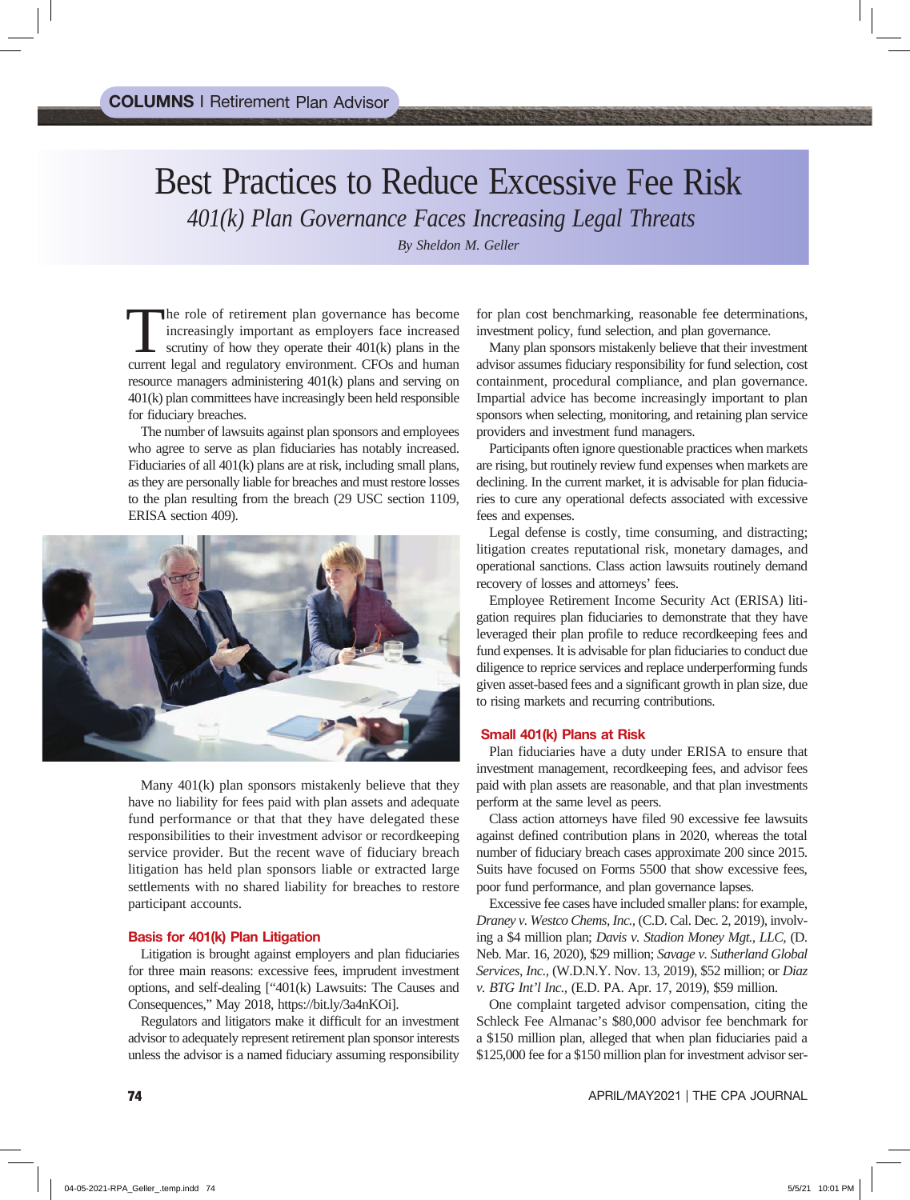COLUMNS | Retirement Plan Advisor

# Best Practices to Reduce Excessive Fee Risk

## 401(k) Plan Governance Faces Increasing Legal Threats

*By Sheldon M. Geller*

The role of retirement plan governance has become increasingly important as employers face increased scrutiny of how they operate their 401(k) plans in the current legal and regulatory environment. CFOs and human resource managers administering 401(k) plans and serving on 401(k) plan committees have increasingly been held responsible for fiduciary breaches.

The number of lawsuits against plan sponsors and employees who agree to serve as plan fiduciaries has notably increased. Fiduciaries of all 401(k) plans are at risk, including small plans, as they are personally liable for breaches and must restore losses to the plan resulting from the breach (29 USC section 1109, ERISA section 409).

Many 401(k) plan sponsors mistakenly believe that they have no liability for fees paid with plan assets and adequate fund performance or that that they have delegated these responsibilities to their investment advisor or recordkeeping service provider. But the recent wave of fiduciary breach litigation has held plan sponsors liable or extracted large settlements with no shared liability for breaches to restore participant accounts.

### Basis for 401(k) Plan Litigation

Litigation is brought against employers and plan fiduciaries for three main reasons: excessive fees, imprudent investment options, and self-dealing ["401(k) Lawsuits: The Causes and Consequences," May 2018, https://bit.ly/3a4nKOi].

Regulators and litigators make it difficult for an investment advisor to adequately represent retirement plan sponsor interests unless the advisor is a named fiduciary assuming responsibility for plan cost benchmarking, reasonable fee determinations, investment policy, fund selection, and plan governance.

Many plan sponsors mistakenly believe that their investment advisor assumes fiduciary responsibility for fund selection, cost containment, procedural compliance, and plan governance. Impartial advice has become increasingly important to plan sponsors when selecting, monitoring, and retaining plan service providers and investment fund managers.

Participants often ignore questionable practices when markets are rising, but routinely review fund expenses when markets are declining. In the current market, it is advisable for plan fiduciaries to cure any operational defects associated with excessive fees and expenses.

Legal defense is costly, time consuming, and distracting; litigation creates reputational risk, monetary damages, and operational sanctions. Class action lawsuits routinely demand recovery of losses and attorneys' fees.

Employee Retirement Income Security Act (ERISA) litigation requires plan fiduciaries to demonstrate that they have leveraged their plan profile to reduce recordkeeping fees and fund expenses. It is advisable for plan fiduciaries to conduct due diligence to reprice services and replace underperforming funds given asset-based fees and a significant growth in plan size, due to rising markets and recurring contributions.

### Small 401(k) Plans at Risk

Plan fiduciaries have a duty under ERISA to ensure that investment management, recordkeeping fees, and advisor fees paid with plan assets are reasonable, and that plan investments perform at the same level as peers.

Class action attorneys have filed 90 excessive fee lawsuits against defined contribution plans in 2020, whereas the total number of fiduciary breach cases approximate 200 since 2015. Suits have focused on Forms 5500 that show excessive fees, poor fund performance, and plan governance lapses.

Excessive fee cases have included smaller plans: for example, *Draney v. Westco Chems, Inc.*, (C.D. Cal. Dec. 2, 2019), involving a $4 million plan; *Davis v. Stadion Money Mgt., LLC*, (D. Neb. Mar. 16, 2020), $29 million; *Savage v. Sutherland Global Services, Inc.*, (W.D.N.Y. Nov. 13, 2019), $52 million; or *Diaz v. BTG Int'l Inc.*, (E.D. PA. Apr. 17, 2019), $59 million.

One complaint targeted advisor compensation, citing the Schleck Fee Almanac's $80,000 advisor fee benchmark for a $150 million plan, alleged that when plan fiduciaries paid a $125,000 fee for a $150 million plan for investment advisor ser-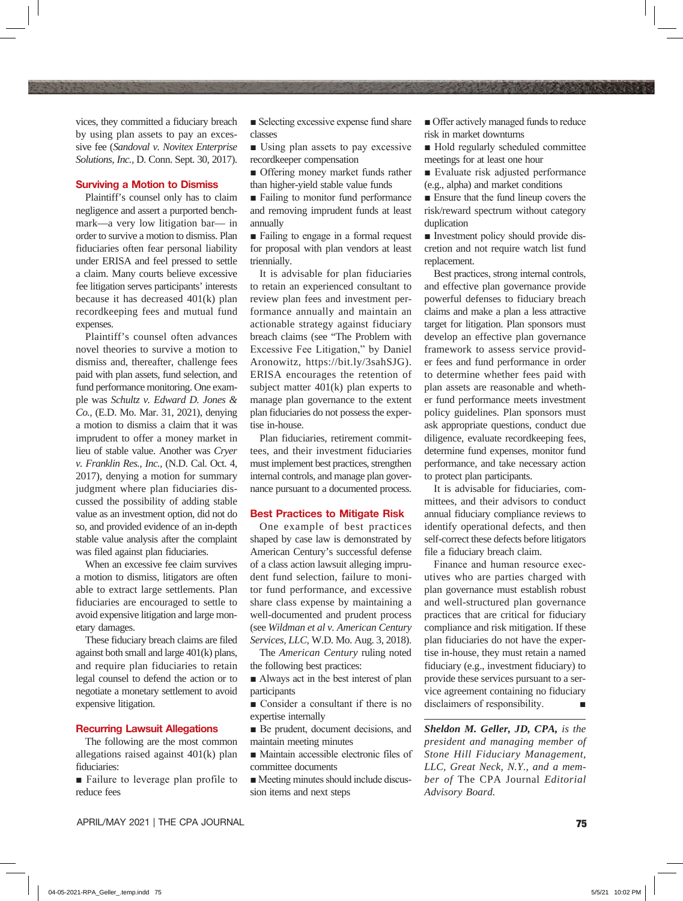vices, they committed a fiduciary breach by using plan assets to pay an excessive fee (*Sandoval v. Novitex Enterprise Solutions, Inc.*, D. Conn. Sept. 30, 2017).

## Surviving a Motion to Dismiss

Plaintiff's counsel only has to claim negligence and assert a purported benchmark—a very low litigation bar— in order to survive a motion to dismiss. Plan fiduciaries often fear personal liability under ERISA and feel pressed to settle a claim. Many courts believe excessive fee litigation serves participants' interests because it has decreased 401(k) plan recordkeeping fees and mutual fund expenses.

Plaintiff's counsel often advances novel theories to survive a motion to dismiss and, thereafter, challenge fees paid with plan assets, fund selection, and fund performance monitoring. One example was *Schultz v. Edward D. Jones & Co.*, (E.D. Mo. Mar. 31, 2021), denying a motion to dismiss a claim that it was imprudent to offer a money market in lieu of stable value. Another was *Cryer v. Franklin Res., Inc.*, (N.D. Cal. Oct. 4, 2017), denying a motion for summary judgment where plan fiduciaries discussed the possibility of adding stable value as an investment option, did not do so, and provided evidence of an in-depth stable value analysis after the complaint was filed against plan fiduciaries.

When an excessive fee claim survives a motion to dismiss, litigators are often able to extract large settlements. Plan fiduciaries are encouraged to settle to avoid expensive litigation and large monetary damages.

These fiduciary breach claims are filed against both small and large 401(k) plans, and require plan fiduciaries to retain legal counsel to defend the action or to negotiate a monetary settlement to avoid expensive litigation.

## Recurring Lawsuit Allegations

The following are the most common allegations raised against 401(k) plan fiduciaries:

- Failure to leverage plan profile to reduce fees
- Selecting excessive expense fund share classes
- Using plan assets to pay excessive recordkeeper compensation
- Offering money market funds rather than higher-yield stable value funds
- Failing to monitor fund performance and removing imprudent funds at least annually
- Failing to engage in a formal request for proposal with plan vendors at least triennially.

It is advisable for plan fiduciaries to retain an experienced consultant to review plan fees and investment performance annually and maintain an actionable strategy against fiduciary breach claims (see "The Problem with Excessive Fee Litigation," by Daniel Aronowitz, https://bit.ly/3sahSJG). ERISA encourages the retention of subject matter 401(k) plan experts to manage plan governance to the extent plan fiduciaries do not possess the expertise in-house.

Plan fiduciaries, retirement committees, and their investment fiduciaries must implement best practices, strengthen internal controls, and manage plan governance pursuant to a documented process.

## Best Practices to Mitigate Risk

One example of best practices shaped by case law is demonstrated by American Century's successful defense of a class action lawsuit alleging imprudent fund selection, failure to monitor fund performance, and excessive share class expense by maintaining a well-documented and prudent process (see *Wildman et al v. American Century Services, LLC,* W.D. Mo. Aug. 3, 2018).

The *American Century* ruling noted the following best practices:

- Always act in the best interest of plan participants
- Consider a consultant if there is no expertise internally
- Be prudent, document decisions, and maintain meeting minutes
- Maintain accessible electronic files of committee documents
- Meeting minutes should include discussion items and next steps
- Offer actively managed funds to reduce risk in market downturns
- Hold regularly scheduled committee meetings for at least one hour
- Evaluate risk adjusted performance (e.g., alpha) and market conditions
- Ensure that the fund lineup covers the risk/reward spectrum without category duplication
- Investment policy should provide discretion and not require watch list fund replacement.

Best practices, strong internal controls, and effective plan governance provide powerful defenses to fiduciary breach claims and make a plan a less attractive target for litigation. Plan sponsors must develop an effective plan governance framework to assess service provider fees and fund performance in order to determine whether fees paid with plan assets are reasonable and whether fund performance meets investment policy guidelines. Plan sponsors must ask appropriate questions, conduct due diligence, evaluate recordkeeping fees, determine fund expenses, monitor fund performance, and take necessary action to protect plan participants.

It is advisable for fiduciaries, committees, and their advisors to conduct annual fiduciary compliance reviews to identify operational defects, and then self-correct these defects before litigators file a fiduciary breach claim.

Finance and human resource executives who are parties charged with plan governance must establish robust and well-structured plan governance practices that are critical for fiduciary compliance and risk mitigation. If these plan fiduciaries do not have the expertise in-house, they must retain a named fiduciary (e.g., investment fiduciary) to provide these services pursuant to a service agreement containing no fiduciary disclaimers of responsibility. ■

---

***Sheldon M. Geller, JD, CPA,*** *is the president and managing member of Stone Hill Fiduciary Management, LLC, Great Neck, N.Y., and a member of* The CPA Journal *Editorial Advisory Board.*